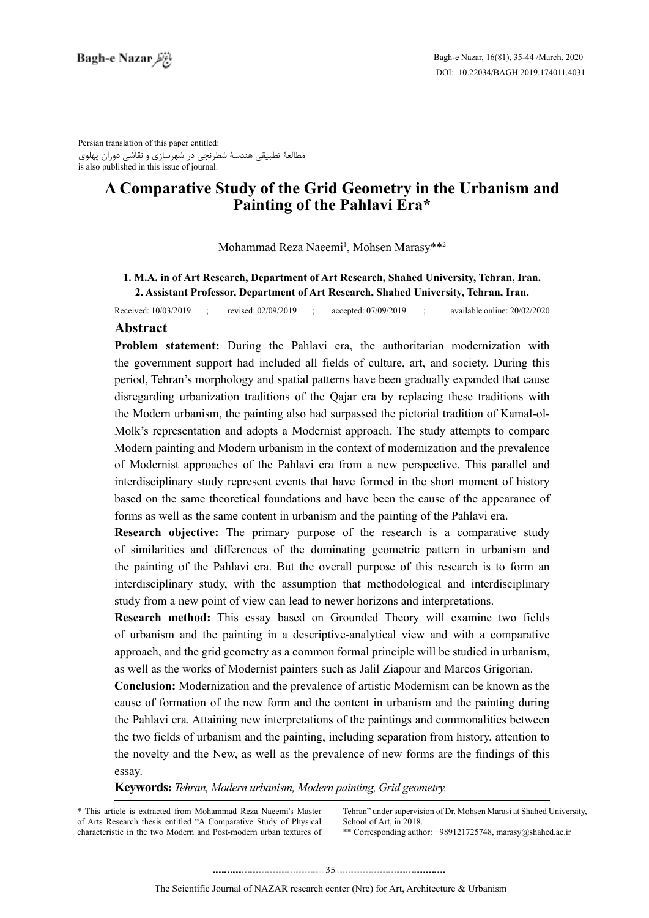Persian translation of this paper entitled:
مطالعۀ تطبیقی هندسۀ شطرنجی در شهرسازی و نقاشی دوران پهلوی
is also published in this issue of journal.

# A Comparative Study of the Grid Geometry in the Urbanism and Painting of the Pahlavi Era*

Mohammad Reza Naeemi[1], Mohsen Marasy**[2]

**1. M.A. in of Art Research, Department of Art Research, Shahed University, Tehran, Iran.**
**2. Assistant Professor, Department of Art Research, Shahed University, Tehran, Iran.**

Received: 10/03/2019 ; revised: 02/09/2019 ; accepted: 07/09/2019 ; available online: 20/02/2020

## Abstract

**Problem statement:** During the Pahlavi era, the authoritarian modernization with the government support had included all fields of culture, art, and society. During this period, Tehran's morphology and spatial patterns have been gradually expanded that cause disregarding urbanization traditions of the Qajar era by replacing these traditions with the Modern urbanism, the painting also had surpassed the pictorial tradition of Kamal-ol-Molk's representation and adopts a Modernist approach. The study attempts to compare Modern painting and Modern urbanism in the context of modernization and the prevalence of Modernist approaches of the Pahlavi era from a new perspective. This parallel and interdisciplinary study represent events that have formed in the short moment of history based on the same theoretical foundations and have been the cause of the appearance of forms as well as the same content in urbanism and the painting of the Pahlavi era.

**Research objective:** The primary purpose of the research is a comparative study of similarities and differences of the dominating geometric pattern in urbanism and the painting of the Pahlavi era. But the overall purpose of this research is to form an interdisciplinary study, with the assumption that methodological and interdisciplinary study from a new point of view can lead to newer horizons and interpretations.

**Research method:** This essay based on Grounded Theory will examine two fields of urbanism and the painting in a descriptive-analytical view and with a comparative approach, and the grid geometry as a common formal principle will be studied in urbanism, as well as the works of Modernist painters such as Jalil Ziapour and Marcos Grigorian.

**Conclusion:** Modernization and the prevalence of artistic Modernism can be known as the cause of formation of the new form and the content in urbanism and the painting during the Pahlavi era. Attaining new interpretations of the paintings and commonalities between the two fields of urbanism and the painting, including separation from history, attention to the novelty and the New, as well as the prevalence of new forms are the findings of this essay.

**Keywords:** *Tehran, Modern urbanism, Modern painting, Grid geometry.*

---

* This article is extracted from Mohammad Reza Naeemi's Master of Arts Research thesis entitled "A Comparative Study of Physical characteristic in the two Modern and Post-modern urban textures of Tehran" under supervision of Dr. Mohsen Marasi at Shahed University, School of Art, in 2018.

** Corresponding author: +989121725748, marasy@shahed.ac.ir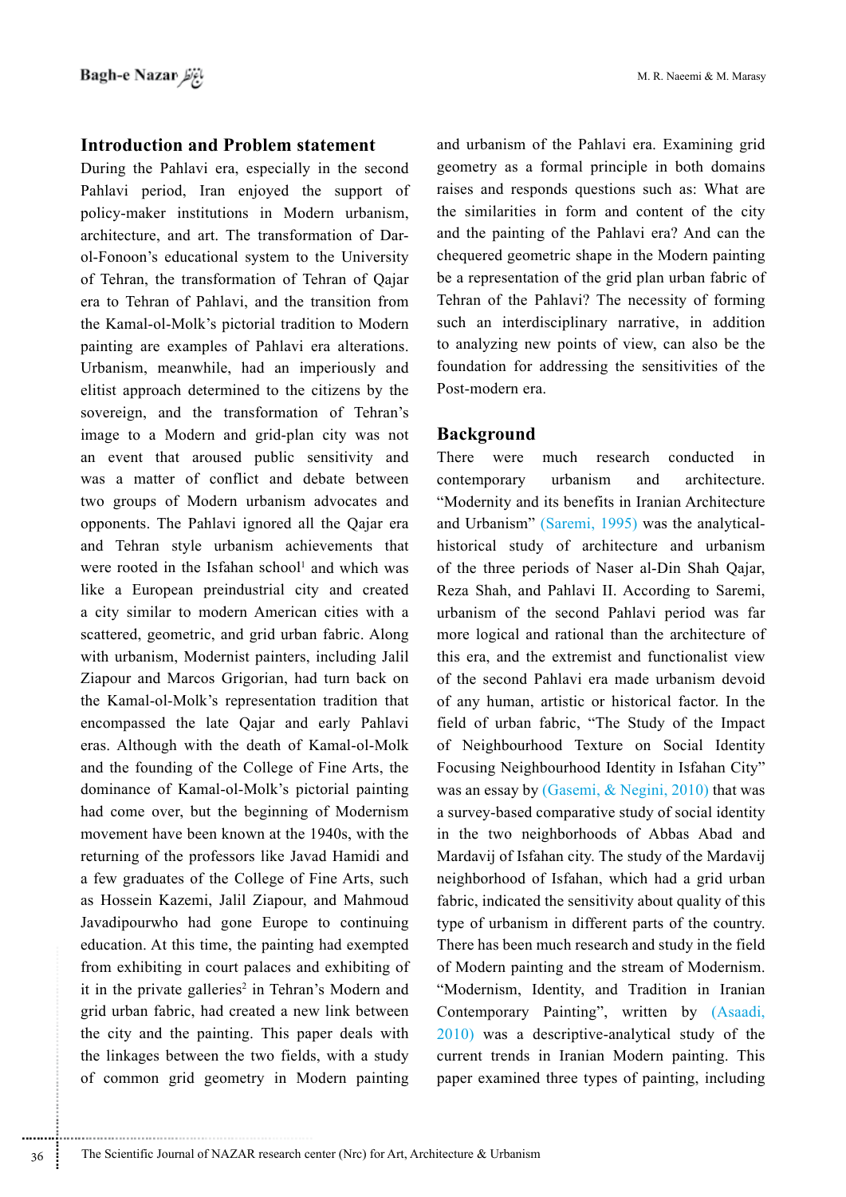## Introduction and Problem statement

During the Pahlavi era, especially in the second Pahlavi period, Iran enjoyed the support of policy-maker institutions in Modern urbanism, architecture, and art. The transformation of Dar-ol-Fonoon's educational system to the University of Tehran, the transformation of Tehran of Qajar era to Tehran of Pahlavi, and the transition from the Kamal-ol-Molk's pictorial tradition to Modern painting are examples of Pahlavi era alterations. Urbanism, meanwhile, had an imperiously and elitist approach determined to the citizens by the sovereign, and the transformation of Tehran's image to a Modern and grid-plan city was not an event that aroused public sensitivity and was a matter of conflict and debate between two groups of Modern urbanism advocates and opponents. The Pahlavi ignored all the Qajar era and Tehran style urbanism achievements that were rooted in the Isfahan school[1] and which was like a European preindustrial city and created a city similar to modern American cities with a scattered, geometric, and grid urban fabric. Along with urbanism, Modernist painters, including Jalil Ziapour and Marcos Grigorian, had turn back on the Kamal-ol-Molk's representation tradition that encompassed the late Qajar and early Pahlavi eras. Although with the death of Kamal-ol-Molk and the founding of the College of Fine Arts, the dominance of Kamal-ol-Molk's pictorial painting had come over, but the beginning of Modernism movement have been known at the 1940s, with the returning of the professors like Javad Hamidi and a few graduates of the College of Fine Arts, such as Hossein Kazemi, Jalil Ziapour, and Mahmoud Javadipourwho had gone Europe to continuing education. At this time, the painting had exempted from exhibiting in court palaces and exhibiting of it in the private galleries[2] in Tehran's Modern and grid urban fabric, had created a new link between the city and the painting. This paper deals with the linkages between the two fields, with a study of common grid geometry in Modern painting and urbanism of the Pahlavi era. Examining grid geometry as a formal principle in both domains raises and responds questions such as: What are the similarities in form and content of the city and the painting of the Pahlavi era? And can the chequered geometric shape in the Modern painting be a representation of the grid plan urban fabric of Tehran of the Pahlavi? The necessity of forming such an interdisciplinary narrative, in addition to analyzing new points of view, can also be the foundation for addressing the sensitivities of the Post-modern era.

## Background

There were much research conducted in contemporary urbanism and architecture. "Modernity and its benefits in Iranian Architecture and Urbanism" (Saremi, 1995) was the analytical-historical study of architecture and urbanism of the three periods of Naser al-Din Shah Qajar, Reza Shah, and Pahlavi II. According to Saremi, urbanism of the second Pahlavi period was far more logical and rational than the architecture of this era, and the extremist and functionalist view of the second Pahlavi era made urbanism devoid of any human, artistic or historical factor. In the field of urban fabric, "The Study of the Impact of Neighbourhood Texture on Social Identity Focusing Neighbourhood Identity in Isfahan City" was an essay by (Gasemi, & Negini, 2010) that was a survey-based comparative study of social identity in the two neighborhoods of Abbas Abad and Mardavij of Isfahan city. The study of the Mardavij neighborhood of Isfahan, which had a grid urban fabric, indicated the sensitivity about quality of this type of urbanism in different parts of the country. There has been much research and study in the field of Modern painting and the stream of Modernism. "Modernism, Identity, and Tradition in Iranian Contemporary Painting", written by (Asaadi, 2010) was a descriptive-analytical study of the current trends in Iranian Modern painting. This paper examined three types of painting, including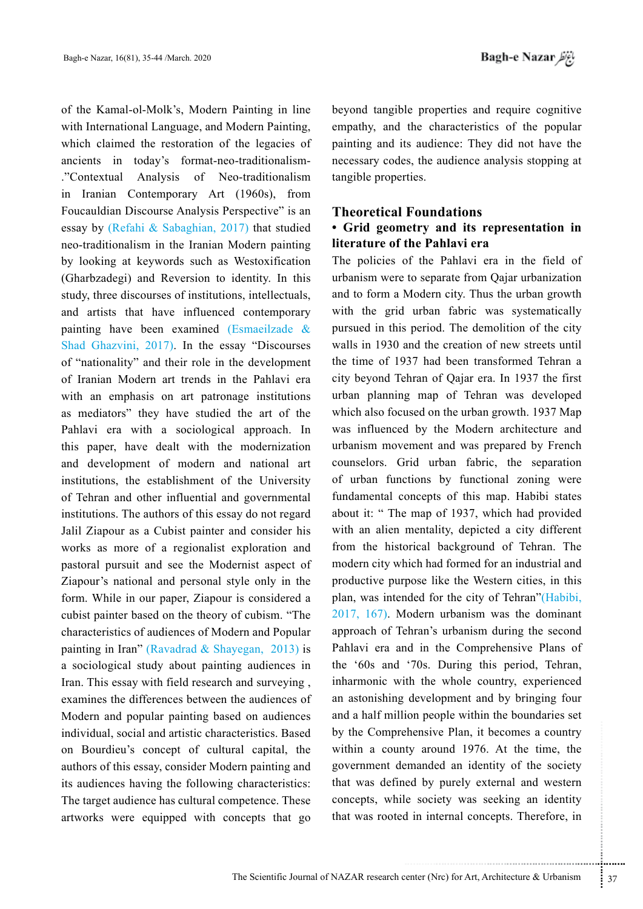of the Kamal-ol-Molk's, Modern Painting in line with International Language, and Modern Painting, which claimed the restoration of the legacies of ancients in today's format-neo-traditionalism-."Contextual Analysis of Neo-traditionalism in Iranian Contemporary Art (1960s), from Foucauldian Discourse Analysis Perspective" is an essay by (Refahi & Sabaghian, 2017) that studied neo-traditionalism in the Iranian Modern painting by looking at keywords such as Westoxification (Gharbzadegi) and Reversion to identity. In this study, three discourses of institutions, intellectuals, and artists that have influenced contemporary painting have been examined (Esmaeilzade & Shad Ghazvini, 2017). In the essay "Discourses of "nationality" and their role in the development of Iranian Modern art trends in the Pahlavi era with an emphasis on art patronage institutions as mediators" they have studied the art of the Pahlavi era with a sociological approach. In this paper, have dealt with the modernization and development of modern and national art institutions, the establishment of the University of Tehran and other influential and governmental institutions. The authors of this essay do not regard Jalil Ziapour as a Cubist painter and consider his works as more of a regionalist exploration and pastoral pursuit and see the Modernist aspect of Ziapour's national and personal style only in the form. While in our paper, Ziapour is considered a cubist painter based on the theory of cubism. "The characteristics of audiences of Modern and Popular painting in Iran" (Ravadrad & Shayegan, 2013) is a sociological study about painting audiences in Iran. This essay with field research and surveying , examines the differences between the audiences of Modern and popular painting based on audiences individual, social and artistic characteristics. Based on Bourdieu's concept of cultural capital, the authors of this essay, consider Modern painting and its audiences having the following characteristics: The target audience has cultural competence. These artworks were equipped with concepts that go beyond tangible properties and require cognitive empathy, and the characteristics of the popular painting and its audience: They did not have the necessary codes, the audience analysis stopping at tangible properties.

## Theoretical Foundations

### • Grid geometry and its representation in literature of the Pahlavi era

The policies of the Pahlavi era in the field of urbanism were to separate from Qajar urbanization and to form a Modern city. Thus the urban growth with the grid urban fabric was systematically pursued in this period. The demolition of the city walls in 1930 and the creation of new streets until the time of 1937 had been transformed Tehran a city beyond Tehran of Qajar era. In 1937 the first urban planning map of Tehran was developed which also focused on the urban growth. 1937 Map was influenced by the Modern architecture and urbanism movement and was prepared by French counselors. Grid urban fabric, the separation of urban functions by functional zoning were fundamental concepts of this map. Habibi states about it: " The map of 1937, which had provided with an alien mentality, depicted a city different from the historical background of Tehran. The modern city which had formed for an industrial and productive purpose like the Western cities, in this plan, was intended for the city of Tehran"(Habibi, 2017, 167). Modern urbanism was the dominant approach of Tehran's urbanism during the second Pahlavi era and in the Comprehensive Plans of the '60s and '70s. During this period, Tehran, inharmonic with the whole country, experienced an astonishing development and by bringing four and a half million people within the boundaries set by the Comprehensive Plan, it becomes a country within a county around 1976. At the time, the government demanded an identity of the society that was defined by purely external and western concepts, while society was seeking an identity that was rooted in internal concepts. Therefore, in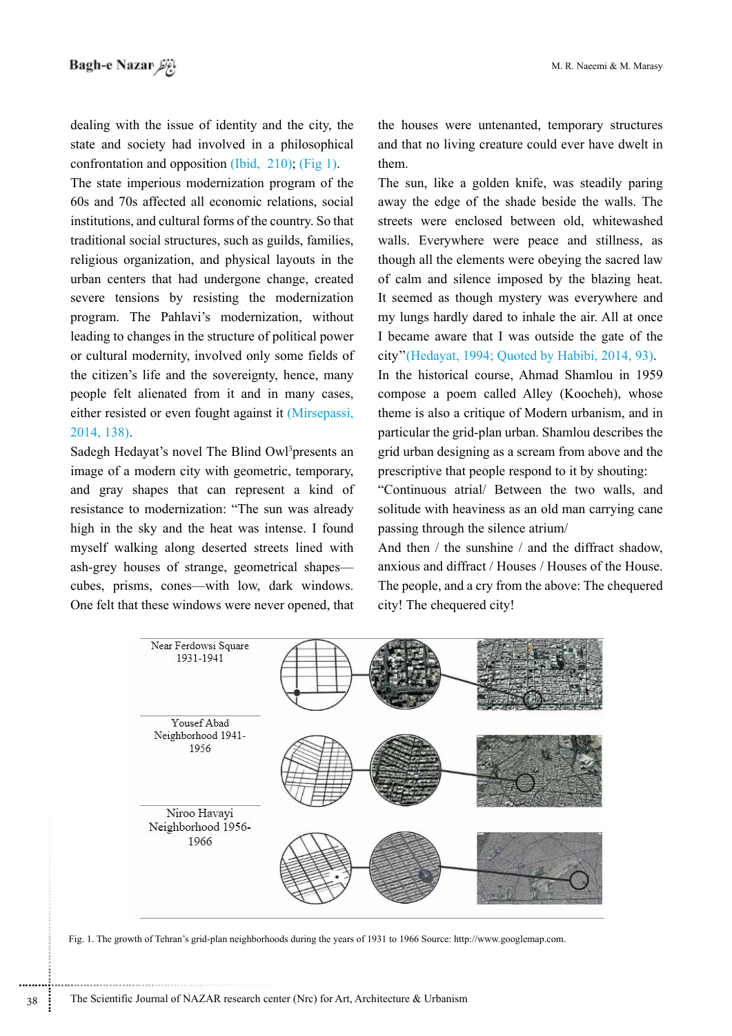dealing with the issue of identity and the city, the state and society had involved in a philosophical confrontation and opposition (Ibid, 210); (Fig 1).

The state imperious modernization program of the 60s and 70s affected all economic relations, social institutions, and cultural forms of the country. So that traditional social structures, such as guilds, families, religious organization, and physical layouts in the urban centers that had undergone change, created severe tensions by resisting the modernization program. The Pahlavi's modernization, without leading to changes in the structure of political power or cultural modernity, involved only some fields of the citizen's life and the sovereignty, hence, many people felt alienated from it and in many cases, either resisted or even fought against it (Mirsepassi, 2014, 138).

Sadegh Hedayat's novel The Blind Owl[3] presents an image of a modern city with geometric, temporary, and gray shapes that can represent a kind of resistance to modernization: "The sun was already high in the sky and the heat was intense. I found myself walking along deserted streets lined with ash-grey houses of strange, geometrical shapes—cubes, prisms, cones—with low, dark windows. One felt that these windows were never opened, that the houses were untenanted, temporary structures and that no living creature could ever have dwelt in them.

The sun, like a golden knife, was steadily paring away the edge of the shade beside the walls. The streets were enclosed between old, whitewashed walls. Everywhere were peace and stillness, as though all the elements were obeying the sacred law of calm and silence imposed by the blazing heat. It seemed as though mystery was everywhere and my lungs hardly dared to inhale the air. All at once I became aware that I was outside the gate of the city"(Hedayat, 1994; Quoted by Habibi, 2014, 93).

In the historical course, Ahmad Shamlou in 1959 compose a poem called Alley (Koocheh), whose theme is also a critique of Modern urbanism, and in particular the grid-plan urban. Shamlou describes the grid urban designing as a scream from above and the prescriptive that people respond to it by shouting:

"Continuous atrial/ Between the two walls, and solitude with heaviness as an old man carrying cane passing through the silence atrium/
And then / the sunshine / and the diffract shadow, anxious and diffract / Houses / Houses of the House.
The people, and a cry from the above: The chequered city! The chequered city!

Near Ferdowsi Square 1931-1941

Yousef Abad Neighborhood 1941-1956

Niroo Havayi Neighborhood 1956-1966

Fig. 1. The growth of Tehran's grid-plan neighborhoods during the years of 1931 to 1966 Source: http://www.googlemap.com.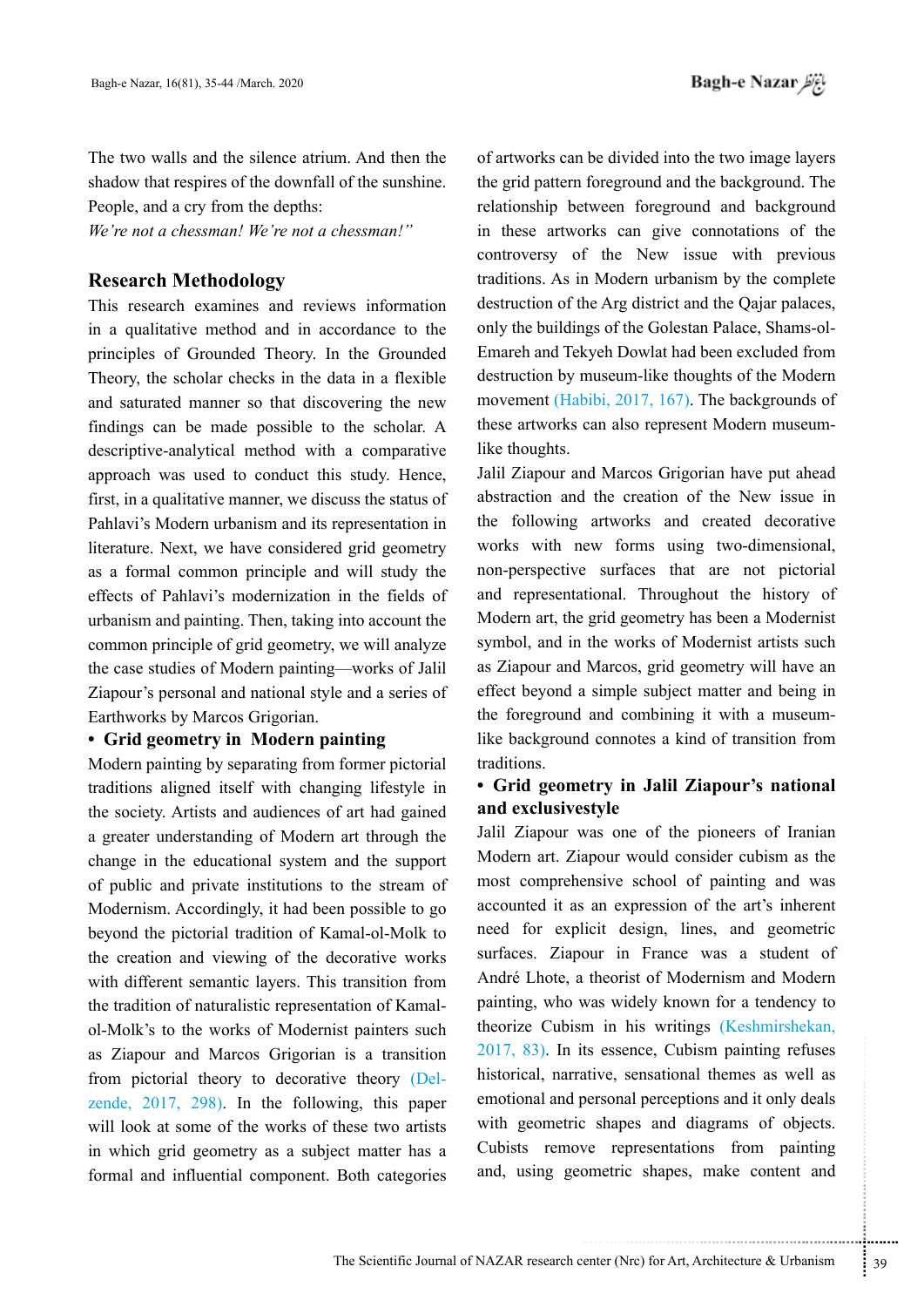The two walls and the silence atrium. And then the shadow that respires of the downfall of the sunshine. People, and a cry from the depths:

*We're not a chessman! We're not a chessman!"*

## Research Methodology

This research examines and reviews information in a qualitative method and in accordance to the principles of Grounded Theory. In the Grounded Theory, the scholar checks in the data in a flexible and saturated manner so that discovering the new findings can be made possible to the scholar. A descriptive-analytical method with a comparative approach was used to conduct this study. Hence, first, in a qualitative manner, we discuss the status of Pahlavi's Modern urbanism and its representation in literature. Next, we have considered grid geometry as a formal common principle and will study the effects of Pahlavi's modernization in the fields of urbanism and painting. Then, taking into account the common principle of grid geometry, we will analyze the case studies of Modern painting—works of Jalil Ziapour's personal and national style and a series of Earthworks by Marcos Grigorian.

- **Grid geometry in Modern painting**

Modern painting by separating from former pictorial traditions aligned itself with changing lifestyle in the society. Artists and audiences of art had gained a greater understanding of Modern art through the change in the educational system and the support of public and private institutions to the stream of Modernism. Accordingly, it had been possible to go beyond the pictorial tradition of Kamal-ol-Molk to the creation and viewing of the decorative works with different semantic layers. This transition from the tradition of naturalistic representation of Kamal-ol-Molk's to the works of Modernist painters such as Ziapour and Marcos Grigorian is a transition from pictorial theory to decorative theory (Del-zende, 2017, 298). In the following, this paper will look at some of the works of these two artists in which grid geometry as a subject matter has a formal and influential component. Both categories of artworks can be divided into the two image layers the grid pattern foreground and the background. The relationship between foreground and background in these artworks can give connotations of the controversy of the New issue with previous traditions. As in Modern urbanism by the complete destruction of the Arg district and the Qajar palaces, only the buildings of the Golestan Palace, Shams-ol-Emareh and Tekyeh Dowlat had been excluded from destruction by museum-like thoughts of the Modern movement (Habibi, 2017, 167). The backgrounds of these artworks can also represent Modern museum-like thoughts.

Jalil Ziapour and Marcos Grigorian have put ahead abstraction and the creation of the New issue in the following artworks and created decorative works with new forms using two-dimensional, non-perspective surfaces that are not pictorial and representational. Throughout the history of Modern art, the grid geometry has been a Modernist symbol, and in the works of Modernist artists such as Ziapour and Marcos, grid geometry will have an effect beyond a simple subject matter and being in the foreground and combining it with a museum-like background connotes a kind of transition from traditions.

- **Grid geometry in Jalil Ziapour's national and exclusivestyle**

Jalil Ziapour was one of the pioneers of Iranian Modern art. Ziapour would consider cubism as the most comprehensive school of painting and was accounted it as an expression of the art's inherent need for explicit design, lines, and geometric surfaces. Ziapour in France was a student of André Lhote, a theorist of Modernism and Modern painting, who was widely known for a tendency to theorize Cubism in his writings (Keshmirshekan, 2017, 83). In its essence, Cubism painting refuses historical, narrative, sensational themes as well as emotional and personal perceptions and it only deals with geometric shapes and diagrams of objects. Cubists remove representations from painting and, using geometric shapes, make content and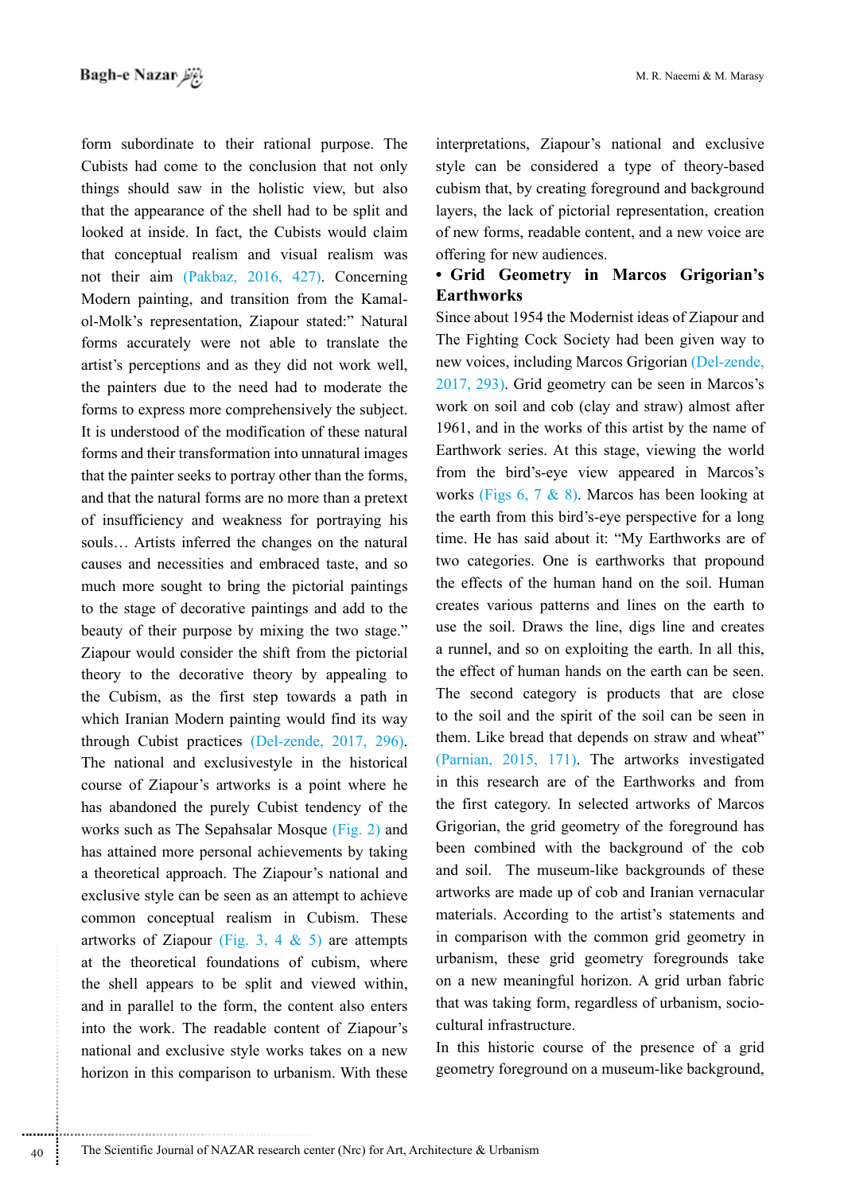form subordinate to their rational purpose. The Cubists had come to the conclusion that not only things should saw in the holistic view, but also that the appearance of the shell had to be split and looked at inside. In fact, the Cubists would claim that conceptual realism and visual realism was not their aim (Pakbaz, 2016, 427). Concerning Modern painting, and transition from the Kamal-ol-Molk's representation, Ziapour stated:" Natural forms accurately were not able to translate the artist's perceptions and as they did not work well, the painters due to the need had to moderate the forms to express more comprehensively the subject. It is understood of the modification of these natural forms and their transformation into unnatural images that the painter seeks to portray other than the forms, and that the natural forms are no more than a pretext of insufficiency and weakness for portraying his souls… Artists inferred the changes on the natural causes and necessities and embraced taste, and so much more sought to bring the pictorial paintings to the stage of decorative paintings and add to the beauty of their purpose by mixing the two stage." Ziapour would consider the shift from the pictorial theory to the decorative theory by appealing to the Cubism, as the first step towards a path in which Iranian Modern painting would find its way through Cubist practices (Del-zende, 2017, 296). The national and exclusivestyle in the historical course of Ziapour's artworks is a point where he has abandoned the purely Cubist tendency of the works such as The Sepahsalar Mosque (Fig. 2) and has attained more personal achievements by taking a theoretical approach. The Ziapour's national and exclusive style can be seen as an attempt to achieve common conceptual realism in Cubism. These artworks of Ziapour (Fig. 3, 4 & 5) are attempts at the theoretical foundations of cubism, where the shell appears to be split and viewed within, and in parallel to the form, the content also enters into the work. The readable content of Ziapour's national and exclusive style works takes on a new horizon in this comparison to urbanism. With these interpretations, Ziapour's national and exclusive style can be considered a type of theory-based cubism that, by creating foreground and background layers, the lack of pictorial representation, creation of new forms, readable content, and a new voice are offering for new audiences.

**• Grid Geometry in Marcos Grigorian's Earthworks**

Since about 1954 the Modernist ideas of Ziapour and The Fighting Cock Society had been given way to new voices, including Marcos Grigorian (Del-zende, 2017, 293). Grid geometry can be seen in Marcos's work on soil and cob (clay and straw) almost after 1961, and in the works of this artist by the name of Earthwork series. At this stage, viewing the world from the bird's-eye view appeared in Marcos's works (Figs 6, 7 & 8). Marcos has been looking at the earth from this bird's-eye perspective for a long time. He has said about it: "My Earthworks are of two categories. One is earthworks that propound the effects of the human hand on the soil. Human creates various patterns and lines on the earth to use the soil. Draws the line, digs line and creates a runnel, and so on exploiting the earth. In all this, the effect of human hands on the earth can be seen. The second category is products that are close to the soil and the spirit of the soil can be seen in them. Like bread that depends on straw and wheat" (Parnian, 2015, 171). The artworks investigated in this research are of the Earthworks and from the first category. In selected artworks of Marcos Grigorian, the grid geometry of the foreground has been combined with the background of the cob and soil. The museum-like backgrounds of these artworks are made up of cob and Iranian vernacular materials. According to the artist's statements and in comparison with the common grid geometry in urbanism, these grid geometry foregrounds take on a new meaningful horizon. A grid urban fabric that was taking form, regardless of urbanism, socio-cultural infrastructure.

In this historic course of the presence of a grid geometry foreground on a museum-like background,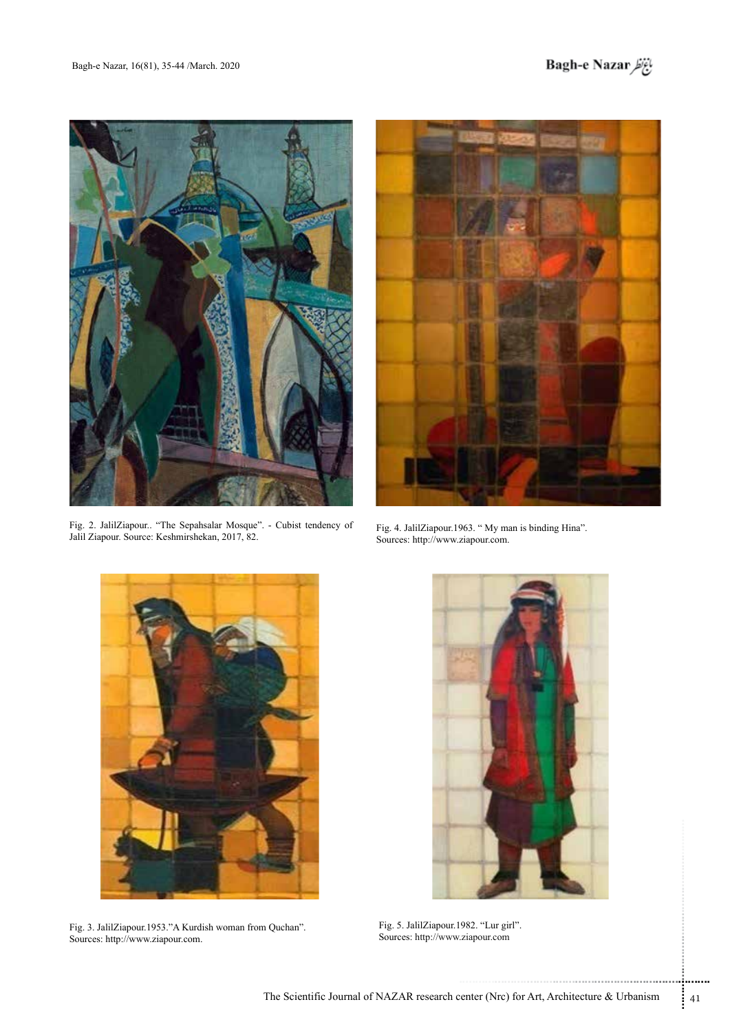Fig. 2. JalilZiapour.. "The Sepahsalar Mosque". - Cubist tendency of Jalil Ziapour. Source: Keshmirshekan, 2017, 82.

Fig. 4. JalilZiapour.1963. " My man is binding Hina". Sources: http://www.ziapour.com.

Fig. 3. JalilZiapour.1953."A Kurdish woman from Quchan". Sources: http://www.ziapour.com.

Fig. 5. JalilZiapour.1982. "Lur girl". Sources: http://www.ziapour.com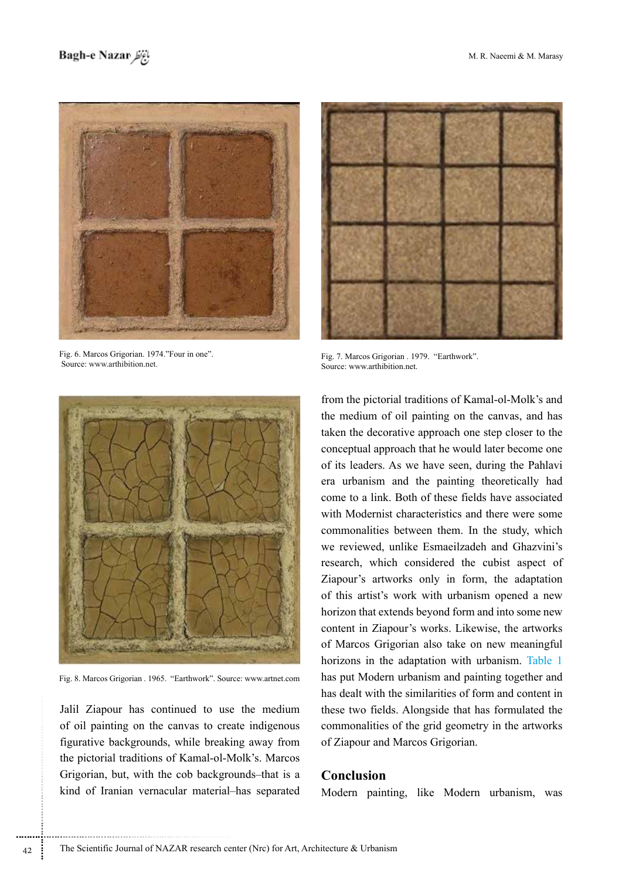Fig. 6. Marcos Grigorian. 1974."Four in one". Source: www.arthibition.net.

Fig. 7. Marcos Grigorian . 1979. "Earthwork". Source: www.arthibition.net.

Fig. 8. Marcos Grigorian . 1965. "Earthwork". Source: www.artnet.com

Jalil Ziapour has continued to use the medium of oil painting on the canvas to create indigenous figurative backgrounds, while breaking away from the pictorial traditions of Kamal-ol-Molk's. Marcos Grigorian, but, with the cob backgrounds–that is a kind of Iranian vernacular material–has separated from the pictorial traditions of Kamal-ol-Molk's and the medium of oil painting on the canvas, and has taken the decorative approach one step closer to the conceptual approach that he would later become one of its leaders. As we have seen, during the Pahlavi era urbanism and the painting theoretically had come to a link. Both of these fields have associated with Modernist characteristics and there were some commonalities between them. In the study, which we reviewed, unlike Esmaeilzadeh and Ghazvini's research, which considered the cubist aspect of Ziapour's artworks only in form, the adaptation of this artist's work with urbanism opened a new horizon that extends beyond form and into some new content in Ziapour's works. Likewise, the artworks of Marcos Grigorian also take on new meaningful horizons in the adaptation with urbanism. Table 1 has put Modern urbanism and painting together and has dealt with the similarities of form and content in these two fields. Alongside that has formulated the commonalities of the grid geometry in the artworks of Ziapour and Marcos Grigorian.

## Conclusion

Modern painting, like Modern urbanism, was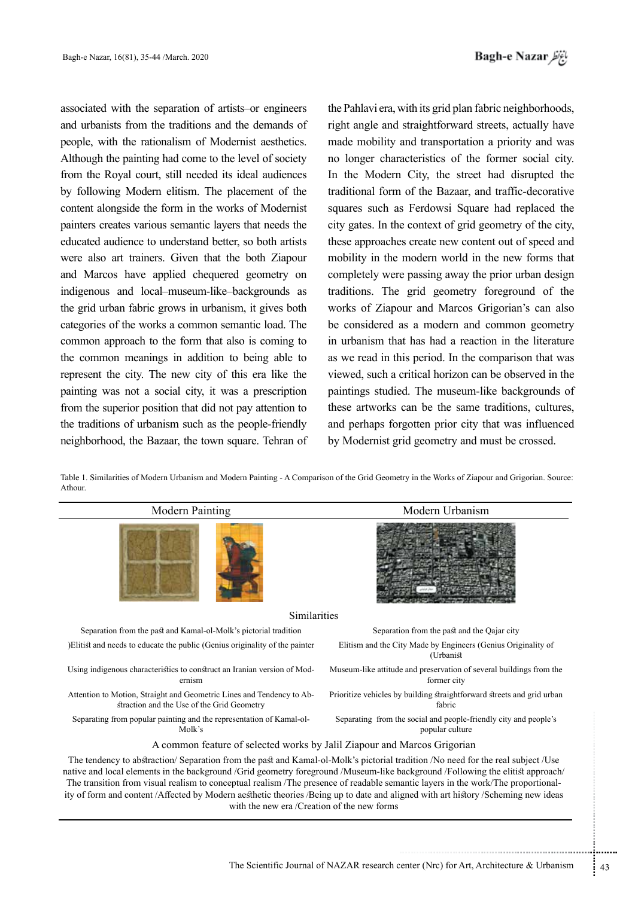associated with the separation of artists–or engineers and urbanists from the traditions and the demands of people, with the rationalism of Modernist aesthetics. Although the painting had come to the level of society from the Royal court, still needed its ideal audiences by following Modern elitism. The placement of the content alongside the form in the works of Modernist painters creates various semantic layers that needs the educated audience to understand better, so both artists were also art trainers. Given that the both Ziapour and Marcos have applied chequered geometry on indigenous and local–museum-like–backgrounds as the grid urban fabric grows in urbanism, it gives both categories of the works a common semantic load. The common approach to the form that also is coming to the common meanings in addition to being able to represent the city. The new city of this era like the painting was not a social city, it was a prescription from the superior position that did not pay attention to the traditions of urbanism such as the people-friendly neighborhood, the Bazaar, the town square. Tehran of the Pahlavi era, with its grid plan fabric neighborhoods, right angle and straightforward streets, actually have made mobility and transportation a priority and was no longer characteristics of the former social city. In the Modern City, the street had disrupted the traditional form of the Bazaar, and traffic-decorative squares such as Ferdowsi Square had replaced the city gates. In the context of grid geometry of the city, these approaches create new content out of speed and mobility in the modern world in the new forms that completely were passing away the prior urban design traditions. The grid geometry foreground of the works of Ziapour and Marcos Grigorian's can also be considered as a modern and common geometry in urbanism that has had a reaction in the literature as we read in this period. In the comparison that was viewed, such a critical horizon can be observed in the paintings studied. The museum-like backgrounds of these artworks can be the same traditions, cultures, and perhaps forgotten prior city that was influenced by Modernist grid geometry and must be crossed.

Table 1. Similarities of Modern Urbanism and Modern Painting - A Comparison of the Grid Geometry in the Works of Ziapour and Grigorian. Source: Athour.

| Modern Painting | Modern Urbanism |
| --- | --- |
| **Similarities** | |
| Separation from the past and Kamal-ol-Molk's pictorial tradition | Separation from the past and the Qajar city |
| )Elitist and needs to educate the public (Genius originality of the painter | Elitism and the City Made by Engineers (Genius Originality of (Urbanist |
| Using indigenous characteristics to construct an Iranian version of Modernism | Museum-like attitude and preservation of several buildings from the former city |
| Attention to Motion, Straight and Geometric Lines and Tendency to Abstraction and the Use of the Grid Geometry | Prioritize vehicles by building straightforward streets and grid urban fabric |
| Separating from popular painting and the representation of Kamal-ol-Molk's | Separating from the social and people-friendly city and people's popular culture |
| **A common feature of selected works by Jalil Ziapour and Marcos Grigorian** | |
| The tendency to abstraction/ Separation from the past and Kamal-ol-Molk's pictorial tradition /No need for the real subject /Use native and local elements in the background /Grid geometry foreground /Museum-like background /Following the elitist approach/ The transition from visual realism to conceptual realism /The presence of readable semantic layers in the work/The proportionality of form and content /Affected by Modern aesthetic theories /Being up to date and aligned with art history /Scheming new ideas with the new era /Creation of the new forms | |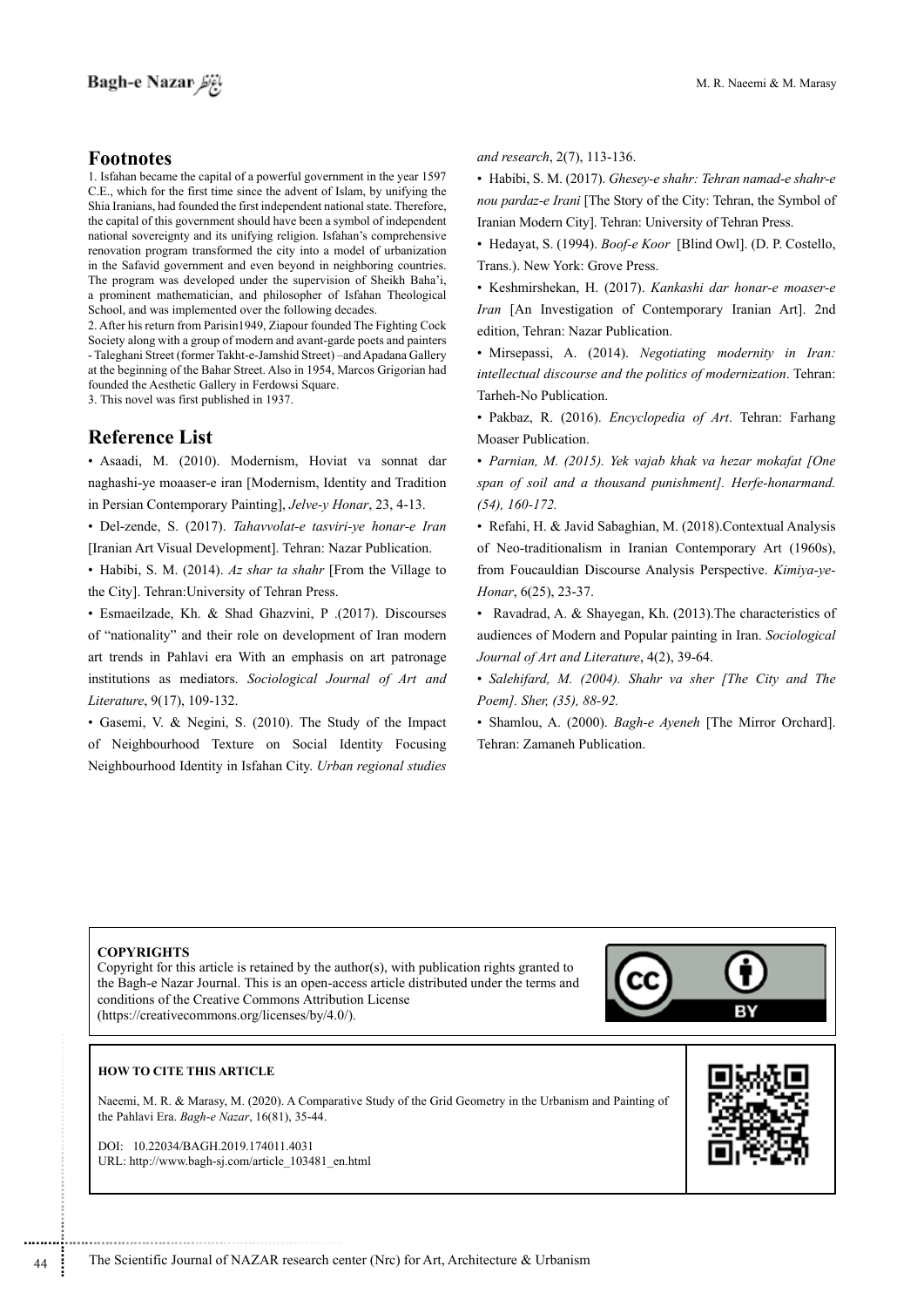## Footnotes

1. Isfahan became the capital of a powerful government in the year 1597 C.E., which for the first time since the advent of Islam, by unifying the Shia Iranians, had founded the first independent national state. Therefore, the capital of this government should have been a symbol of independent national sovereignty and its unifying religion. Isfahan's comprehensive renovation program transformed the city into a model of urbanization in the Safavid government and even beyond in neighboring countries. The program was developed under the supervision of Sheikh Baha'i, a prominent mathematician, and philosopher of Isfahan Theological School, and was implemented over the following decades.

2. After his return from Parisin1949, Ziapour founded The Fighting Cock Society along with a group of modern and avant-garde poets and painters - Taleghani Street (former Takht-e-Jamshid Street) –and Apadana Gallery at the beginning of the Bahar Street. Also in 1954, Marcos Grigorian had founded the Aesthetic Gallery in Ferdowsi Square.

3. This novel was first published in 1937.

## Reference List

• Asaadi, M. (2010). Modernism, Hoviat va sonnat dar naghashi-ye moaaser-e iran [Modernism, Identity and Tradition in Persian Contemporary Painting], *Jelve-y Honar*, 23, 4-13.

• Del-zende, S. (2017). *Tahavvolat-e tasviri-ye honar-e Iran* [Iranian Art Visual Development]. Tehran: Nazar Publication.

• Habibi, S. M. (2014). *Az shar ta shahr* [From the Village to the City]. Tehran:University of Tehran Press.

• Esmaeilzade, Kh. & Shad Ghazvini, P .(2017). Discourses of "nationality" and their role on development of Iran modern art trends in Pahlavi era With an emphasis on art patronage institutions as mediators. *Sociological Journal of Art and Literature*, 9(17), 109-132.

• Gasemi, V. & Negini, S. (2010). The Study of the Impact of Neighbourhood Texture on Social Identity Focusing Neighbourhood Identity in Isfahan City. *Urban regional studies and research*, 2(7), 113-136.

• Habibi, S. M. (2017). *Ghesey-e shahr: Tehran namad-e shahr-e nou pardaz-e Irani* [The Story of the City: Tehran, the Symbol of Iranian Modern City]. Tehran: University of Tehran Press.

• Hedayat, S. (1994). *Boof-e Koor* [Blind Owl]. (D. P. Costello, Trans.). New York: Grove Press.

• Keshmirshekan, H. (2017). *Kankashi dar honar-e moaser-e Iran* [An Investigation of Contemporary Iranian Art]. 2nd edition, Tehran: Nazar Publication.

• Mirsepassi, A. (2014). *Negotiating modernity in Iran: intellectual discourse and the politics of modernization*. Tehran: Tarheh-No Publication.

• Pakbaz, R. (2016). *Encyclopedia of Art*. Tehran: Farhang Moaser Publication.

• *Parnian, M. (2015). Yek vajab khak va hezar mokafat [One span of soil and a thousand punishment]. Herfe-honarmand. (54), 160-172.*

• Refahi, H. & Javid Sabaghian, M. (2018).Contextual Analysis of Neo-traditionalism in Iranian Contemporary Art (1960s), from Foucauldian Discourse Analysis Perspective. *Kimiya-ye-Honar*, 6(25), 23-37.

• Ravadrad, A. & Shayegan, Kh. (2013).The characteristics of audiences of Modern and Popular painting in Iran. *Sociological Journal of Art and Literature*, 4(2), 39-64.

• *Salehifard, M. (2004). Shahr va sher [The City and The Poem]. Sher, (35), 88-92.*

• Shamlou, A. (2000). *Bagh-e Ayeneh* [The Mirror Orchard]. Tehran: Zamaneh Publication.

**COPYRIGHTS**

Copyright for this article is retained by the author(s), with publication rights granted to the Bagh-e Nazar Journal. This is an open-access article distributed under the terms and conditions of the Creative Commons Attribution License (https://creativecommons.org/licenses/by/4.0/).

**HOW TO CITE THIS ARTICLE**

Naeemi, M. R. & Marasy, M. (2020). A Comparative Study of the Grid Geometry in the Urbanism and Painting of the Pahlavi Era. *Bagh-e Nazar*, 16(81), 35-44.

DOI: 10.22034/BAGH.2019.174011.4031

URL: http://www.bagh-sj.com/article_103481_en.html